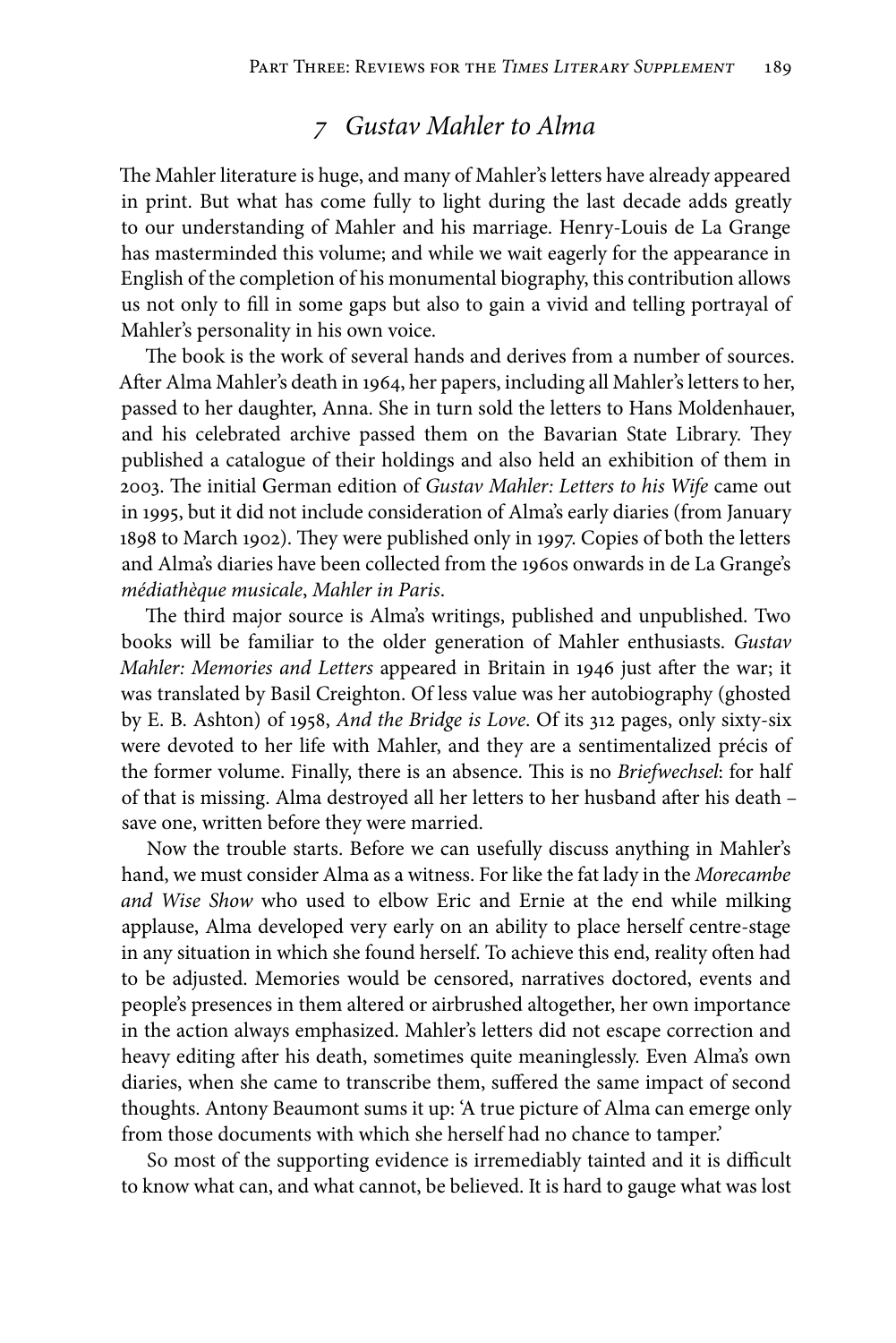## *7 Gustav Mahler to Alma*

The Mahler literature is huge, and many of Mahler's letters have already appeared in print. But what has come fully to light during the last decade adds greatly to our understanding of Mahler and his marriage. Henry-Louis de La Grange has masterminded this volume; and while we wait eagerly for the appearance in English of the completion of his monumental biography, this contribution allows us not only to fill in some gaps but also to gain a vivid and telling portrayal of Mahler's personality in his own voice.

The book is the work of several hands and derives from a number of sources. After Alma Mahler's death in 1964, her papers, including all Mahler's letters to her, passed to her daughter, Anna. She in turn sold the letters to Hans Moldenhauer, and his celebrated archive passed them on the Bavarian State Library. They published a catalogue of their holdings and also held an exhibition of them in 2003. The initial German edition of *Gustav Mahler: Letters to his Wife* came out in 1995, but it did not include consideration of Alma's early diaries (from January 1898 to March 1902). They were published only in 1997. Copies of both the letters and Alma's diaries have been collected from the 1960s onwards in de La Grange's *médiathèque musicale*, *Mahler in Paris*.

The third major source is Alma's writings, published and unpublished. Two books will be familiar to the older generation of Mahler enthusiasts. *Gustav Mahler: Memories and Letters* appeared in Britain in 1946 just after the war; it was translated by Basil Creighton. Of less value was her autobiography (ghosted by E. B. Ashton) of 1958, *And the Bridge is Love*. Of its 312 pages, only sixty-six were devoted to her life with Mahler, and they are a sentimentalized précis of the former volume. Finally, there is an absence. This is no *Briefwechsel*: for half of that is missing. Alma destroyed all her letters to her husband after his death – save one, written before they were married.

Now the trouble starts. Before we can usefully discuss anything in Mahler's hand, we must consider Alma as a witness. For like the fat lady in the *Morecambe and Wise Show* who used to elbow Eric and Ernie at the end while milking applause, Alma developed very early on an ability to place herself centre-stage in any situation in which she found herself. To achieve this end, reality often had to be adjusted. Memories would be censored, narratives doctored, events and people's presences in them altered or airbrushed altogether, her own importance in the action always emphasized. Mahler's letters did not escape correction and heavy editing after his death, sometimes quite meaninglessly. Even Alma's own diaries, when she came to transcribe them, suffered the same impact of second thoughts. Antony Beaumont sums it up: 'A true picture of Alma can emerge only from those documents with which she herself had no chance to tamper.'

So most of the supporting evidence is irremediably tainted and it is difficult to know what can, and what cannot, be believed. It is hard to gauge what was lost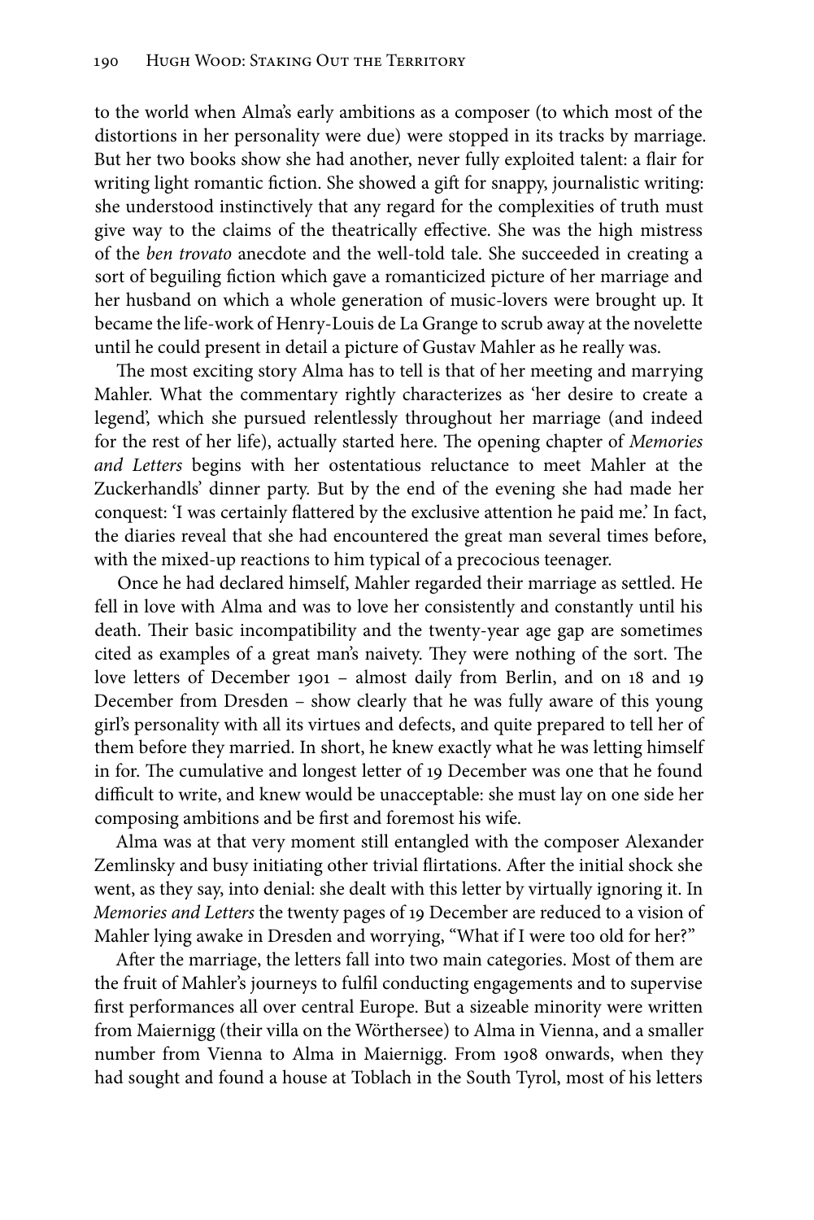to the world when Alma's early ambitions as a composer (to which most of the distortions in her personality were due) were stopped in its tracks by marriage. But her two books show she had another, never fully exploited talent: a flair for writing light romantic fiction. She showed a gift for snappy, journalistic writing: she understood instinctively that any regard for the complexities of truth must give way to the claims of the theatrically effective. She was the high mistress of the *ben trovato* anecdote and the well-told tale. She succeeded in creating a sort of beguiling fiction which gave a romanticized picture of her marriage and her husband on which a whole generation of music-lovers were brought up. It became the life-work of Henry-Louis de La Grange to scrub away at the novelette until he could present in detail a picture of Gustav Mahler as he really was.

The most exciting story Alma has to tell is that of her meeting and marrying Mahler. What the commentary rightly characterizes as 'her desire to create a legend', which she pursued relentlessly throughout her marriage (and indeed for the rest of her life), actually started here. The opening chapter of *Memories and Letters* begins with her ostentatious reluctance to meet Mahler at the Zuckerhandls' dinner party. But by the end of the evening she had made her conquest: 'I was certainly flattered by the exclusive attention he paid me.' In fact, the diaries reveal that she had encountered the great man several times before, with the mixed-up reactions to him typical of a precocious teenager.

Once he had declared himself, Mahler regarded their marriage as settled. He fell in love with Alma and was to love her consistently and constantly until his death. Their basic incompatibility and the twenty-year age gap are sometimes cited as examples of a great man's naivety. They were nothing of the sort. The love letters of December 1901 – almost daily from Berlin, and on 18 and 19 December from Dresden – show clearly that he was fully aware of this young girl's personality with all its virtues and defects, and quite prepared to tell her of them before they married. In short, he knew exactly what he was letting himself in for. The cumulative and longest letter of 19 December was one that he found difficult to write, and knew would be unacceptable: she must lay on one side her composing ambitions and be first and foremost his wife.

Alma was at that very moment still entangled with the composer Alexander Zemlinsky and busy initiating other trivial flirtations. After the initial shock she went, as they say, into denial: she dealt with this letter by virtually ignoring it. In *Memories and Letters* the twenty pages of 19 December are reduced to a vision of Mahler lying awake in Dresden and worrying, "What if I were too old for her?"

After the marriage, the letters fall into two main categories. Most of them are the fruit of Mahler's journeys to fulfil conducting engagements and to supervise first performances all over central Europe. But a sizeable minority were written from Maiernigg (their villa on the Wörthersee) to Alma in Vienna, and a smaller number from Vienna to Alma in Maiernigg. From 1908 onwards, when they had sought and found a house at Toblach in the South Tyrol, most of his letters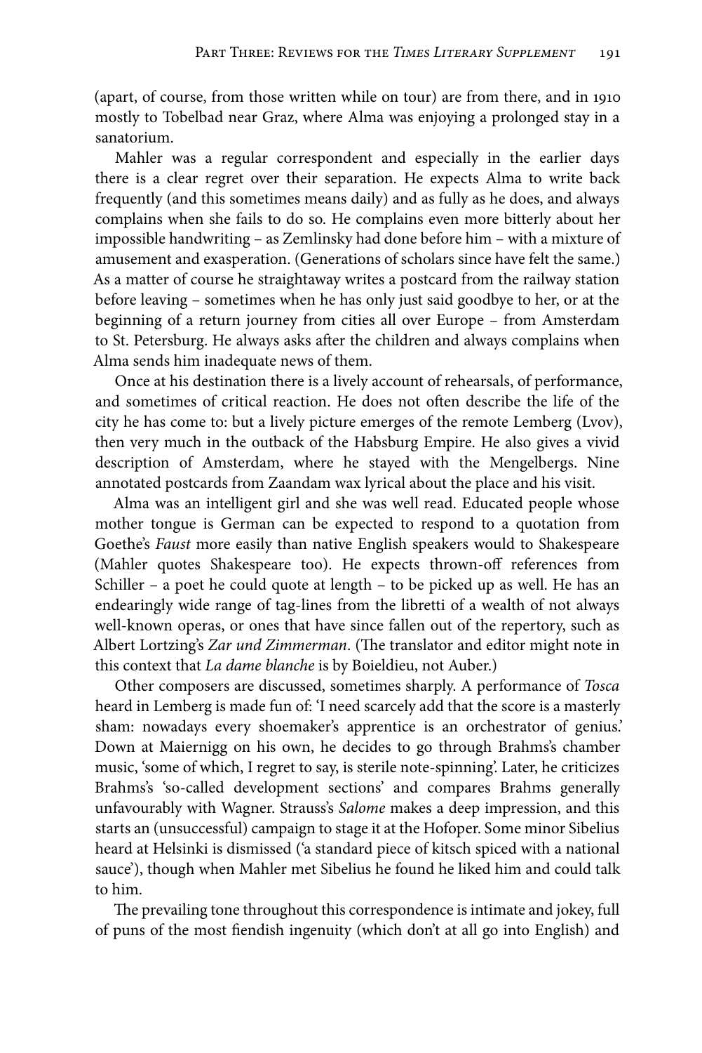(apart, of course, from those written while on tour) are from there, and in 1910 mostly to Tobelbad near Graz, where Alma was enjoying a prolonged stay in a sanatorium.

Mahler was a regular correspondent and especially in the earlier days there is a clear regret over their separation. He expects Alma to write back frequently (and this sometimes means daily) and as fully as he does, and always complains when she fails to do so. He complains even more bitterly about her impossible handwriting – as Zemlinsky had done before him – with a mixture of amusement and exasperation. (Generations of scholars since have felt the same.) As a matter of course he straightaway writes a postcard from the railway station before leaving – sometimes when he has only just said goodbye to her, or at the beginning of a return journey from cities all over Europe – from Amsterdam to St. Petersburg. He always asks after the children and always complains when Alma sends him inadequate news of them.

Once at his destination there is a lively account of rehearsals, of performance, and sometimes of critical reaction. He does not often describe the life of the city he has come to: but a lively picture emerges of the remote Lemberg (Lvov), then very much in the outback of the Habsburg Empire. He also gives a vivid description of Amsterdam, where he stayed with the Mengelbergs. Nine annotated postcards from Zaandam wax lyrical about the place and his visit.

Alma was an intelligent girl and she was well read. Educated people whose mother tongue is German can be expected to respond to a quotation from Goethe's *Faust* more easily than native English speakers would to Shakespeare (Mahler quotes Shakespeare too). He expects thrown-off references from Schiller – a poet he could quote at length – to be picked up as well. He has an endearingly wide range of tag-lines from the libretti of a wealth of not always well-known operas, or ones that have since fallen out of the repertory, such as Albert Lortzing's *Zar und Zimmerman*. (The translator and editor might note in this context that *La dame blanche* is by Boieldieu, not Auber.)

Other composers are discussed, sometimes sharply. A performance of *Tosca* heard in Lemberg is made fun of: 'I need scarcely add that the score is a masterly sham: nowadays every shoemaker's apprentice is an orchestrator of genius.' Down at Maiernigg on his own, he decides to go through Brahms's chamber music, 'some of which, I regret to say, is sterile note-spinning'. Later, he criticizes Brahms's 'so-called development sections' and compares Brahms generally unfavourably with Wagner. Strauss's *Salome* makes a deep impression, and this starts an (unsuccessful) campaign to stage it at the Hofoper. Some minor Sibelius heard at Helsinki is dismissed ('a standard piece of kitsch spiced with a national sauce'), though when Mahler met Sibelius he found he liked him and could talk to him.

The prevailing tone throughout this correspondence is intimate and jokey, full of puns of the most fiendish ingenuity (which don't at all go into English) and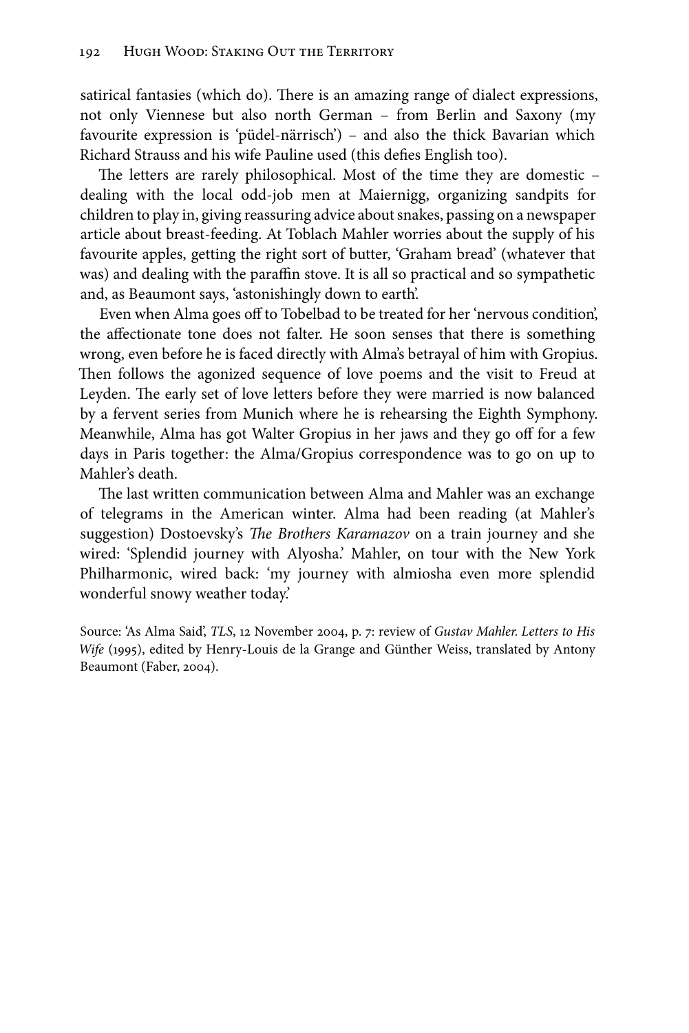satirical fantasies (which do). There is an amazing range of dialect expressions, not only Viennese but also north German – from Berlin and Saxony (my favourite expression is 'püdel-närrisch') – and also the thick Bavarian which Richard Strauss and his wife Pauline used (this defies English too).

The letters are rarely philosophical. Most of the time they are domestic – dealing with the local odd-job men at Maiernigg, organizing sandpits for children to play in, giving reassuring advice about snakes, passing on a newspaper article about breast-feeding. At Toblach Mahler worries about the supply of his favourite apples, getting the right sort of butter, 'Graham bread' (whatever that was) and dealing with the paraffin stove. It is all so practical and so sympathetic and, as Beaumont says, 'astonishingly down to earth'.

Even when Alma goes off to Tobelbad to be treated for her 'nervous condition', the affectionate tone does not falter. He soon senses that there is something wrong, even before he is faced directly with Alma's betrayal of him with Gropius. Then follows the agonized sequence of love poems and the visit to Freud at Leyden. The early set of love letters before they were married is now balanced by a fervent series from Munich where he is rehearsing the Eighth Symphony. Meanwhile, Alma has got Walter Gropius in her jaws and they go off for a few days in Paris together: the Alma/Gropius correspondence was to go on up to Mahler's death.

The last written communication between Alma and Mahler was an exchange of telegrams in the American winter. Alma had been reading (at Mahler's suggestion) Dostoevsky's *The Brothers Karamazov* on a train journey and she wired: 'Splendid journey with Alyosha.' Mahler, on tour with the New York Philharmonic, wired back: 'my journey with almiosha even more splendid wonderful snowy weather today.'

Source: 'As Alma Said', *TLS*, 12 November 2004, p. 7: review of *Gustav Mahler. Letters to His Wife* (1995), edited by Henry-Louis de la Grange and Günther Weiss, translated by Antony Beaumont (Faber, 2004).